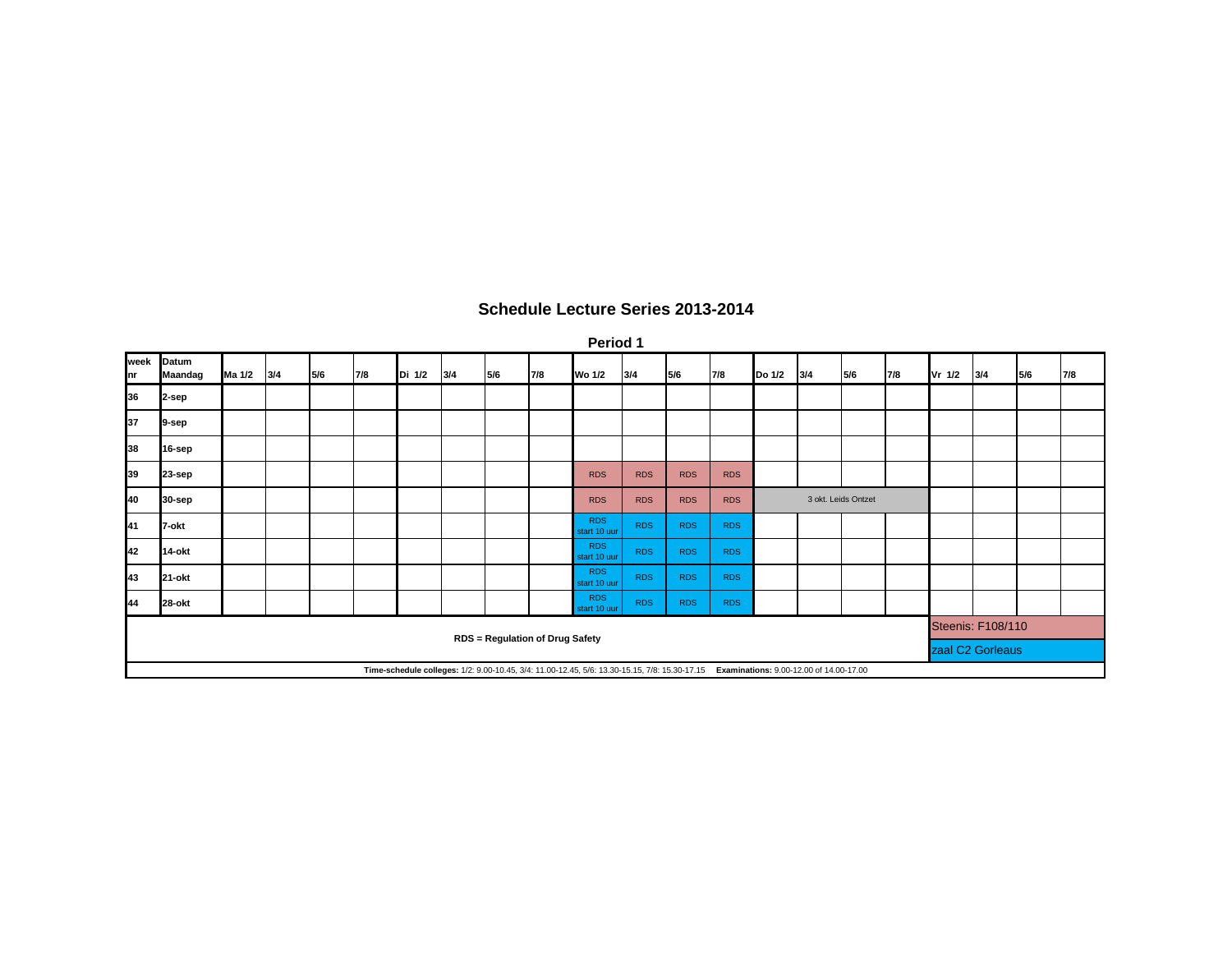# Schedule Lecture Series 2013-2014

## Period 1

| week nr | Datum Maandag | Ma 1/2 | 3/4 | 5/6 | 7/8 | Di 1/2 | 3/4 | 5/6 | 7/8 | Wo 1/2 | 3/4 | 5/6 | 7/8 | Do 1/2 | 3/4 | 5/6 | 7/8 | Vr 1/2 | 3/4 | 5/6 | 7/8 |
|---|---|---|---|---|---|---|---|---|---|---|---|---|---|---|---|---|---|---|---|---|---|
| 36 | 2-sep | | | | | | | | | | | | | | | | | | | | |
| 37 | 9-sep | | | | | | | | | | | | | | | | | | | | |
| 38 | 16-sep | | | | | | | | | | | | | | | | | | | | |
| 39 | 23-sep | | | | | | | | | RDS | RDS | RDS | RDS | | | | | | | | |
| 40 | 30-sep | | | | | | | | | RDS | RDS | RDS | RDS | 3 okt. Leids Ontzet | | | | | | | |
| 41 | 7-okt | | | | | | | | | RDS start 10 uur | RDS | RDS | RDS | | | | | | | | |
| 42 | 14-okt | | | | | | | | | RDS start 10 uur | RDS | RDS | RDS | | | | | | | | |
| 43 | 21-okt | | | | | | | | | RDS start 10 uur | RDS | RDS | RDS | | | | | | | | |
| 44 | 28-okt | | | | | | | | | RDS start 10 uur | RDS | RDS | RDS | | | | | | | | |

**RDS = Regulation of Drug Safety**

Steenis: F108/110 (weeks 39–40)

zaal C2 Gorleaus (weeks 41–44)

**Time-schedule colleges:** 1/2: 9.00-10.45, 3/4: 11.00-12.45, 5/6: 13.30-15.15, 7/8: 15.30-17.15 **Examinations:** 9.00-12.00 of 14.00-17.00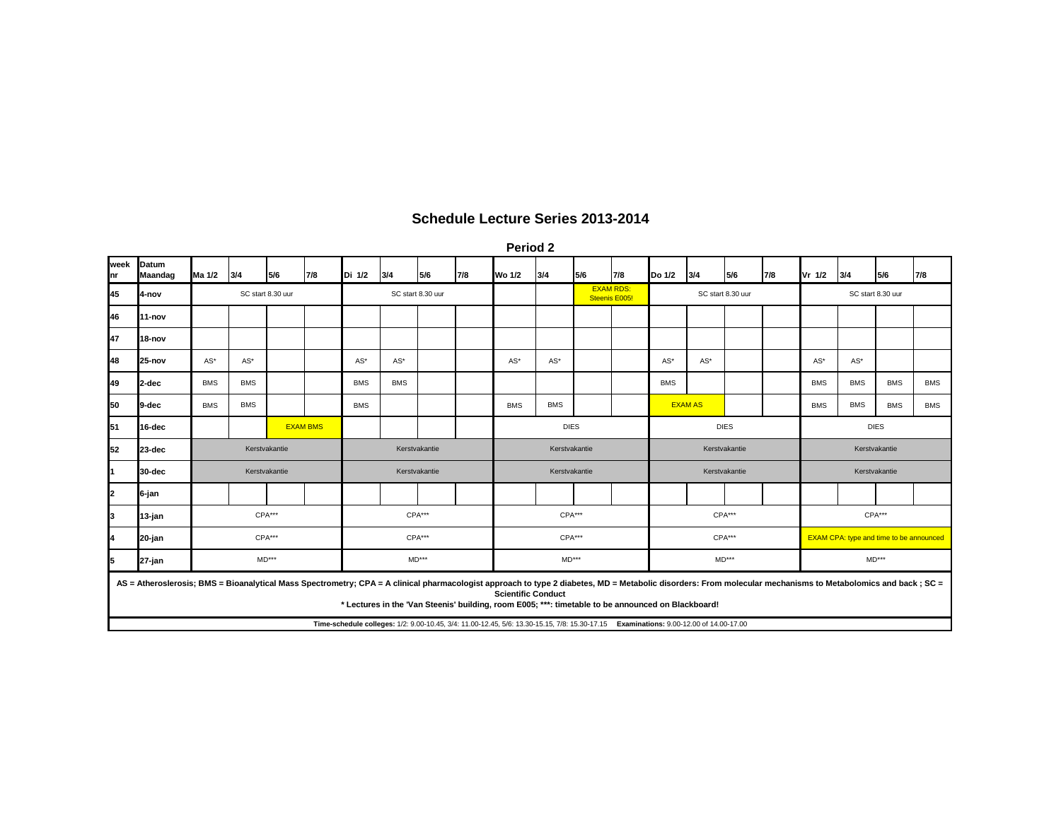# Schedule Lecture Series 2013-2014

## Period 2

| week nr | Datum Maandag | Ma 1/2 | 3/4 | 5/6 | 7/8 | Di 1/2 | 3/4 | 5/6 | 7/8 | Wo 1/2 | 3/4 | 5/6 | 7/8 | Do 1/2 | 3/4 | 5/6 | 7/8 | Vr 1/2 | 3/4 | 5/6 | 7/8 |
|---|---|---|---|---|---|---|---|---|---|---|---|---|---|---|---|---|---|---|---|---|---|
| 45 | 4-nov | SC start 8.30 uur | | | | SC start 8.30 uur | | | | | | EXAM RDS: Steenis E005! | | SC start 8.30 uur | | | | SC start 8.30 uur | | | |
| 46 | 11-nov | | | | | | | | | | | | | | | | | | | | |
| 47 | 18-nov | | | | | | | | | | | | | | | | | | | | |
| 48 | 25-nov | AS* | AS* | | | AS* | AS* | | | AS* | AS* | | | AS* | AS* | | | AS* | AS* | | |
| 49 | 2-dec | BMS | BMS | | | BMS | BMS | | | | | | | BMS | | | | BMS | BMS | BMS | BMS |
| 50 | 9-dec | BMS | BMS | | | BMS | | | | BMS | BMS | | | EXAM AS | | | | BMS | BMS | BMS | BMS |
| 51 | 16-dec | | | EXAM BMS | | | | | | DIES | | | | DIES | | | | DIES | | | |
| 52 | 23-dec | Kerstvakantie | | | | Kerstvakantie | | | | Kerstvakantie | | | | Kerstvakantie | | | | Kerstvakantie | | | |
| 1 | 30-dec | Kerstvakantie | | | | Kerstvakantie | | | | Kerstvakantie | | | | Kerstvakantie | | | | Kerstvakantie | | | |
| 2 | 6-jan | | | | | | | | | | | | | | | | | | | | |
| 3 | 13-jan | CPA*** | | | | CPA*** | | | | CPA*** | | | | CPA*** | | | | CPA*** | | | |
| 4 | 20-jan | CPA*** | | | | CPA*** | | | | CPA*** | | | | CPA*** | | | | EXAM CPA: type and time to be announced | | | |
| 5 | 27-jan | MD*** | | | | MD*** | | | | MD*** | | | | MD*** | | | | MD*** | | | |

**AS = Atherosclerosis; BMS = Bioanalytical Mass Spectrometry; CPA = A clinical pharmacologist approach to type 2 diabetes, MD = Metabolic disorders: From molecular mechanisms to Metabolomics and back ; SC = Scientific Conduct**

*** Lectures in the 'Van Steenis' building, room E005; ***: timetable to be announced on Blackboard!**

**Time-schedule colleges:** 1/2: 9.00-10.45, 3/4: 11.00-12.45, 5/6: 13.30-15.15, 7/8: 15.30-17.15 **Examinations:** 9.00-12.00 of 14.00-17.00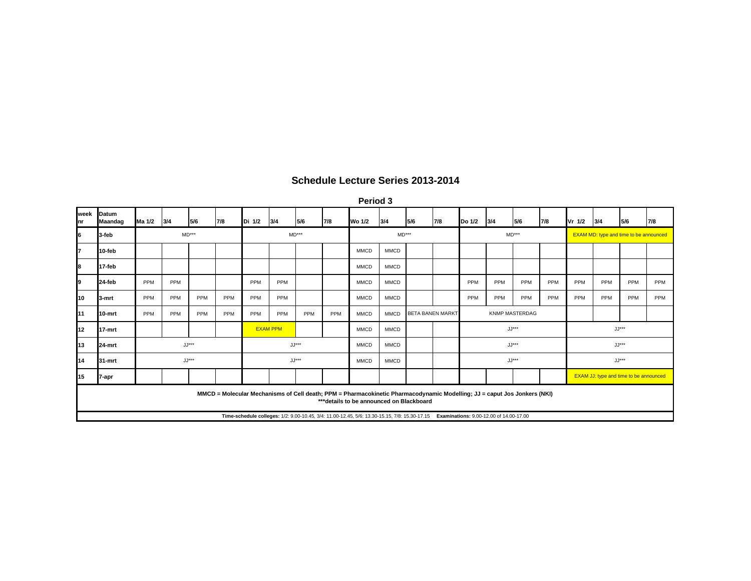# Schedule Lecture Series 2013-2014

## Period 3

| week nr | Datum Maandag | Ma 1/2 | 3/4 | 5/6 | 7/8 | Di 1/2 | 3/4 | 5/6 | 7/8 | Wo 1/2 | 3/4 | 5/6 | 7/8 | Do 1/2 | 3/4 | 5/6 | 7/8 | Vr 1/2 | 3/4 | 5/6 | 7/8 |
|---|---|---|---|---|---|---|---|---|---|---|---|---|---|---|---|---|---|---|---|---|---|
| 6 | 3-feb | MD*** | | | | MD*** | | | | MD*** | | | | MD*** | | | | EXAM MD: type and time to be announced | | | |
| 7 | 10-feb | | | | | | | | | MMCD | MMCD | | | | | | | | | | |
| 8 | 17-feb | | | | | | | | | MMCD | MMCD | | | | | | | | | | |
| 9 | 24-feb | PPM | PPM | | | PPM | PPM | | | MMCD | MMCD | | | PPM | PPM | PPM | PPM | PPM | PPM | PPM | PPM |
| 10 | 3-mrt | PPM | PPM | PPM | PPM | PPM | PPM | | | MMCD | MMCD | | | PPM | PPM | PPM | PPM | PPM | PPM | PPM | PPM |
| 11 | 10-mrt | PPM | PPM | PPM | PPM | PPM | PPM | PPM | PPM | MMCD | MMCD | BETA BANEN MARKT | | KNMP MASTERDAG | | | | | | | |
| 12 | 17-mrt | | | | | EXAM PPM | | | | MMCD | MMCD | | | JJ*** | | | | JJ*** | | | |
| 13 | 24-mrt | JJ*** | | | | JJ*** | | | | MMCD | MMCD | | | JJ*** | | | | JJ*** | | | |
| 14 | 31-mrt | JJ*** | | | | JJ*** | | | | MMCD | MMCD | | | JJ*** | | | | JJ*** | | | |
| 15 | 7-apr | | | | | | | | | | | | | | | | | EXAM JJ: type and time to be announced | | | |

**MMCD = Molecular Mechanisms of Cell death; PPM = Pharmacokinetic Pharmacodynamic Modelling; JJ = caput Jos Jonkers (NKI)**
***details to be announced on Blackboard**

**Time-schedule colleges:** 1/2: 9.00-10.45, 3/4: 11.00-12.45, 5/6: 13.30-15.15, 7/8: 15.30-17.15 **Examinations:** 9.00-12.00 of 14.00-17.00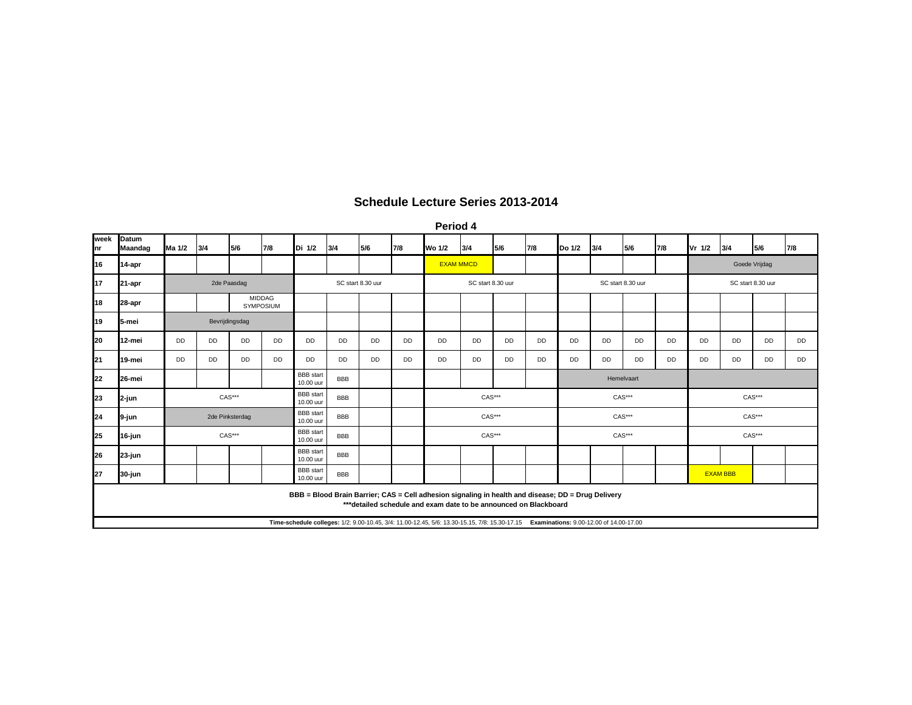# Schedule Lecture Series 2013-2014

## Period 4

| week nr | Datum Maandag | Ma 1/2 | 3/4 | 5/6 | 7/8 | Di 1/2 | 3/4 | 5/6 | 7/8 | Wo 1/2 | 3/4 | 5/6 | 7/8 | Do 1/2 | 3/4 | 5/6 | 7/8 | Vr 1/2 | 3/4 | 5/6 | 7/8 |
|---|---|---|---|---|---|---|---|---|---|---|---|---|---|---|---|---|---|---|---|---|---|
| 16 | 14-apr | | | | | | | | | EXAM MMCD | | | | | | | | Goede Vrijdag | | | |
| 17 | 21-apr | 2de Paasdag | | | | SC start 8.30 uur | | | | SC start 8.30 uur | | | | SC start 8.30 uur | | | | SC start 8.30 uur | | | |
| 18 | 28-apr | | | MIDDAG SYMPOSIUM | | | | | | | | | | | | | | | | | |
| 19 | 5-mei | Bevrijdingsdag | | | | | | | | | | | | | | | | | | | |
| 20 | 12-mei | DD | DD | DD | DD | DD | DD | DD | DD | DD | DD | DD | DD | DD | DD | DD | DD | DD | DD | DD | DD |
| 21 | 19-mei | DD | DD | DD | DD | DD | DD | DD | DD | DD | DD | DD | DD | DD | DD | DD | DD | DD | DD | DD | DD |
| 22 | 26-mei | | | | | BBB start 10.00 uur | BBB | | | | | | | Hemelvaart | | | | | | | |
| 23 | 2-jun | CAS*** | | | | BBB start 10.00 uur | BBB | | | CAS*** | | | | CAS*** | | | | CAS*** | | | |
| 24 | 9-jun | 2de Pinksterdag | | | | BBB start 10.00 uur | BBB | | | CAS*** | | | | CAS*** | | | | CAS*** | | | |
| 25 | 16-jun | CAS*** | | | | BBB start 10.00 uur | BBB | | | CAS*** | | | | CAS*** | | | | CAS*** | | | |
| 26 | 23-jun | | | | | BBB start 10.00 uur | BBB | | | | | | | | | | | | | | |
| 27 | 30-jun | | | | | BBB start 10.00 uur | BBB | | | | | | | | | | | EXAM BBB | | | |

**BBB = Blood Brain Barrier; CAS = Cell adhesion signaling in health and disease; DD = Drug Delivery**
**\*\*\*detailed schedule and exam date to be announced on Blackboard**

**Time-schedule colleges:** 1/2: 9.00-10.45, 3/4: 11.00-12.45, 5/6: 13.30-15.15, 7/8: 15.30-17.15 **Examinations:** 9.00-12.00 of 14.00-17.00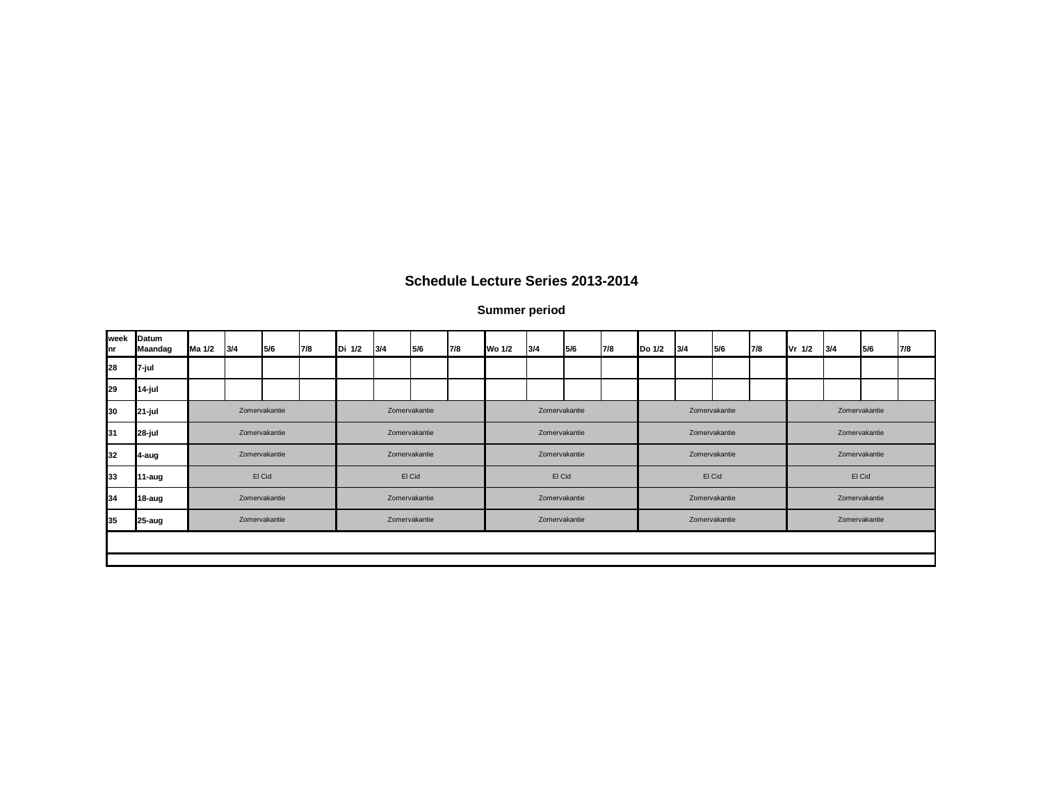## Schedule Lecture Series 2013-2014

### Summer period

| week nr | Datum Maandag | Ma 1/2 | 3/4 | 5/6 | 7/8 | Di 1/2 | 3/4 | 5/6 | 7/8 | Wo 1/2 | 3/4 | 5/6 | 7/8 | Do 1/2 | 3/4 | 5/6 | 7/8 | Vr 1/2 | 3/4 | 5/6 | 7/8 |
|---|---|---|---|---|---|---|---|---|---|---|---|---|---|---|---|---|---|---|---|---|---|
| 28 | 7-jul | | | | | | | | | | | | | | | | | | | | |
| 29 | 14-jul | | | | | | | | | | | | | | | | | | | | |
| 30 | 21-jul | Zomervakantie | | | | Zomervakantie | | | | Zomervakantie | | | | Zomervakantie | | | | Zomervakantie | | | |
| 31 | 28-jul | Zomervakantie | | | | Zomervakantie | | | | Zomervakantie | | | | Zomervakantie | | | | Zomervakantie | | | |
| 32 | 4-aug | Zomervakantie | | | | Zomervakantie | | | | Zomervakantie | | | | Zomervakantie | | | | Zomervakantie | | | |
| 33 | 11-aug | El Cid | | | | El Cid | | | | El Cid | | | | El Cid | | | | El Cid | | | |
| 34 | 18-aug | Zomervakantie | | | | Zomervakantie | | | | Zomervakantie | | | | Zomervakantie | | | | Zomervakantie | | | |
| 35 | 25-aug | Zomervakantie | | | | Zomervakantie | | | | Zomervakantie | | | | Zomervakantie | | | | Zomervakantie | | | |